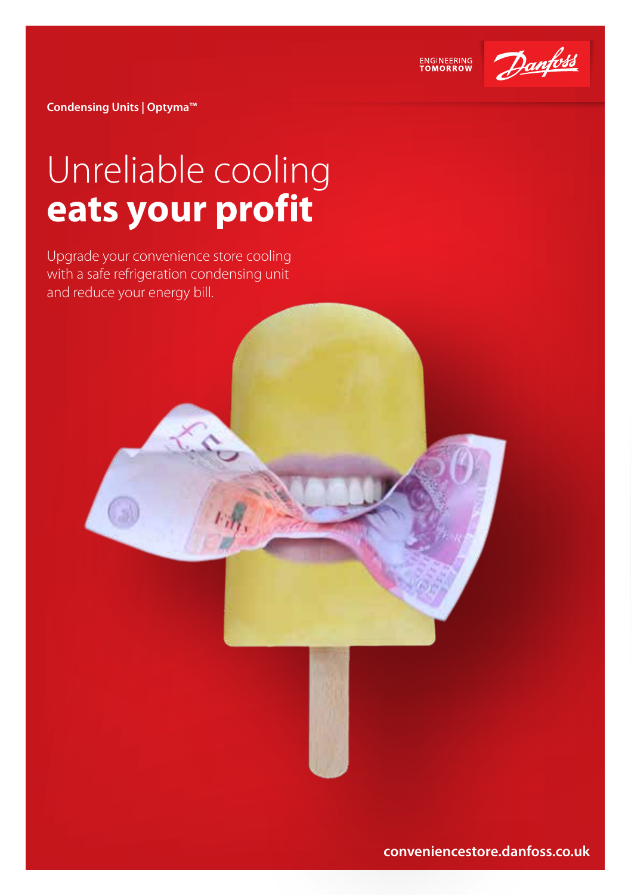ENGINEERING TOMORROW

Danfoss

**Condensing Units | Optyma™**

# Unreliable cooling **eats your profit**

Upgrade your convenience store cooling with a safe refrigeration condensing unit and reduce your energy bill.

**conveniencestore.danfoss.co.uk**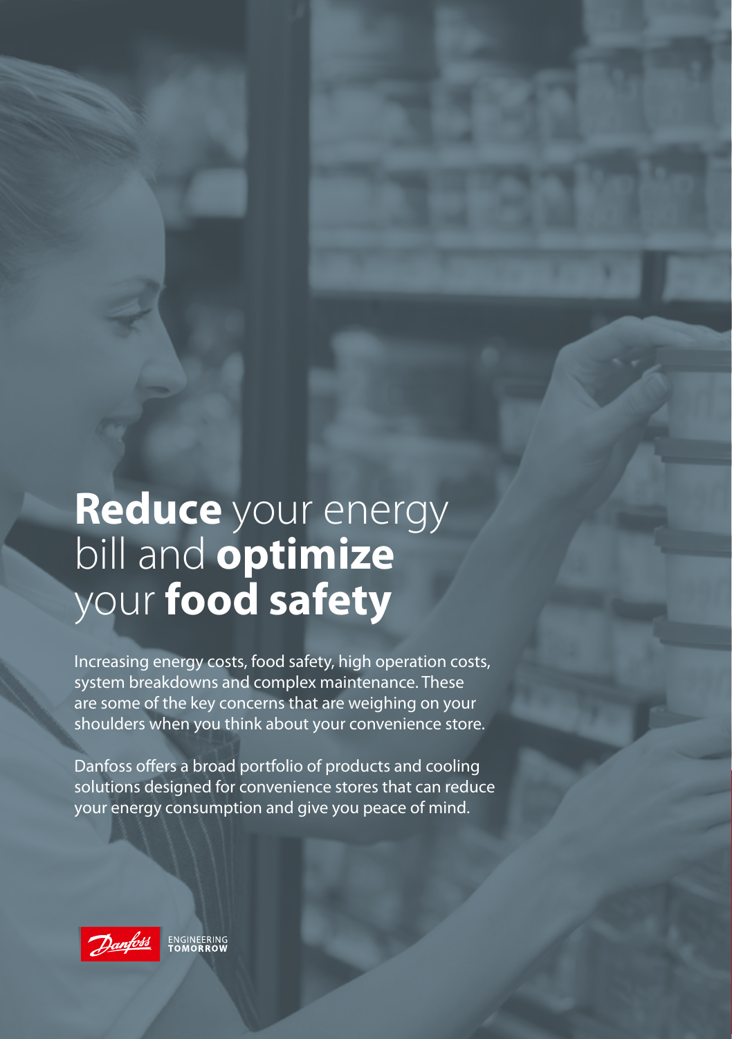# **Reduce** your energy bill and **optimize** your **food safety**

Increasing energy costs, food safety, high operation costs, system breakdowns and complex maintenance. These are some of the key concerns that are weighing on your shoulders when you think about your convenience store.

Danfoss offers a broad portfolio of products and cooling solutions designed for convenience stores that can reduce your energy consumption and give you peace of mind.

ENGINEERING TOMORROW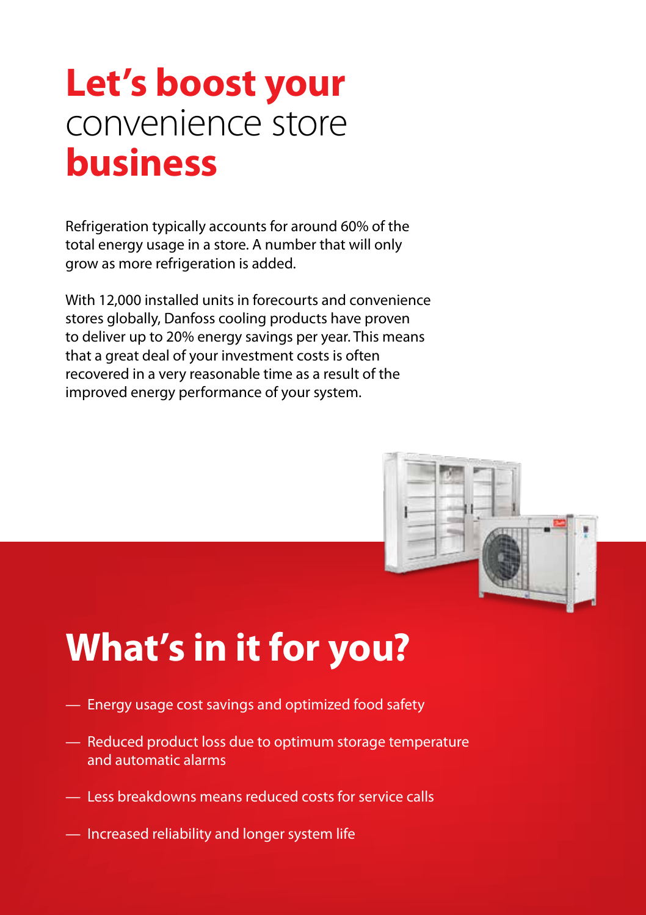# **Let's boost your** convenience store **business**

Refrigeration typically accounts for around 60% of the total energy usage in a store. A number that will only grow as more refrigeration is added.

With 12,000 installed units in forecourts and convenience stores globally, Danfoss cooling products have proven to deliver up to 20% energy savings per year. This means that a great deal of your investment costs is often recovered in a very reasonable time as a result of the improved energy performance of your system.

## What's in it for you?

- Energy usage cost savings and optimized food safety
- Reduced product loss due to optimum storage temperature and automatic alarms
- Less breakdowns means reduced costs for service calls
- Increased reliability and longer system life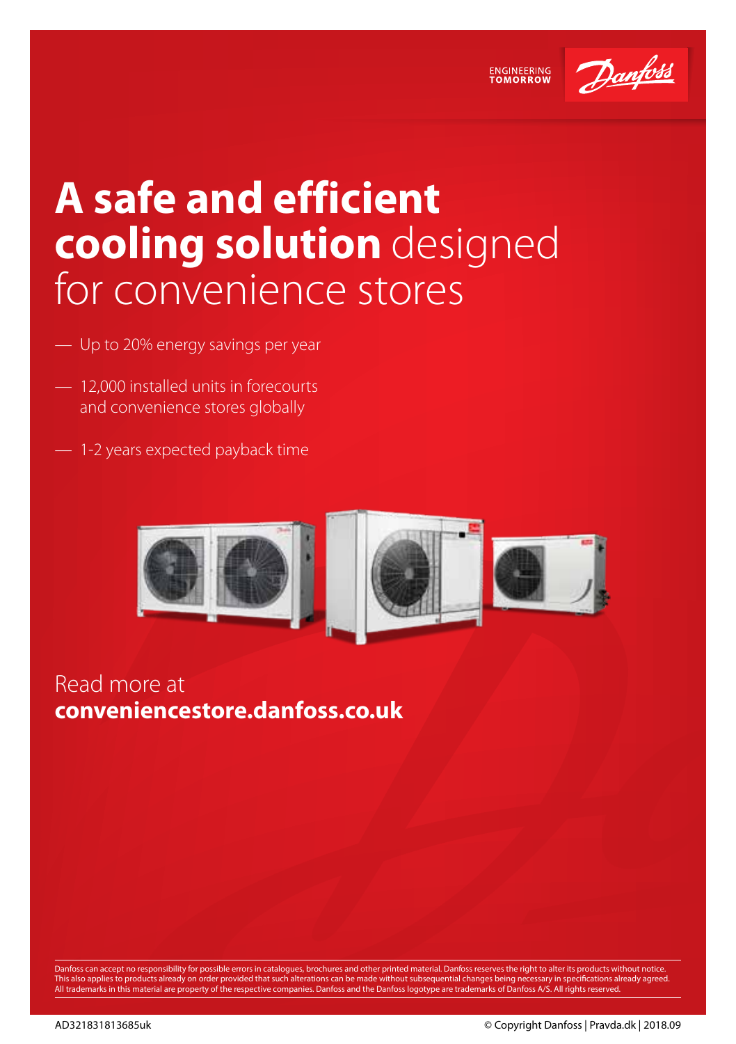ENGINEERING TOMORROW

# **A safe and efficient cooling solution** designed for convenience stores

- Up to 20% energy savings per year
- 12,000 installed units in forecourts and convenience stores globally
- 1-2 years expected payback time

Read more at
**conveniencestore.danfoss.co.uk**

Danfoss can accept no responsibility for possible errors in catalogues, brochures and other printed material. Danfoss reserves the right to alter its products without notice. This also applies to products already on order provided that such alterations can be made without subsequential changes being necessary in specifications already agreed. All trademarks in this material are property of the respective companies. Danfoss and the Danfoss logotype are trademarks of Danfoss A/S. All rights reserved.

AD321831813685uk

© Copyright Danfoss | Pravda.dk | 2018.09